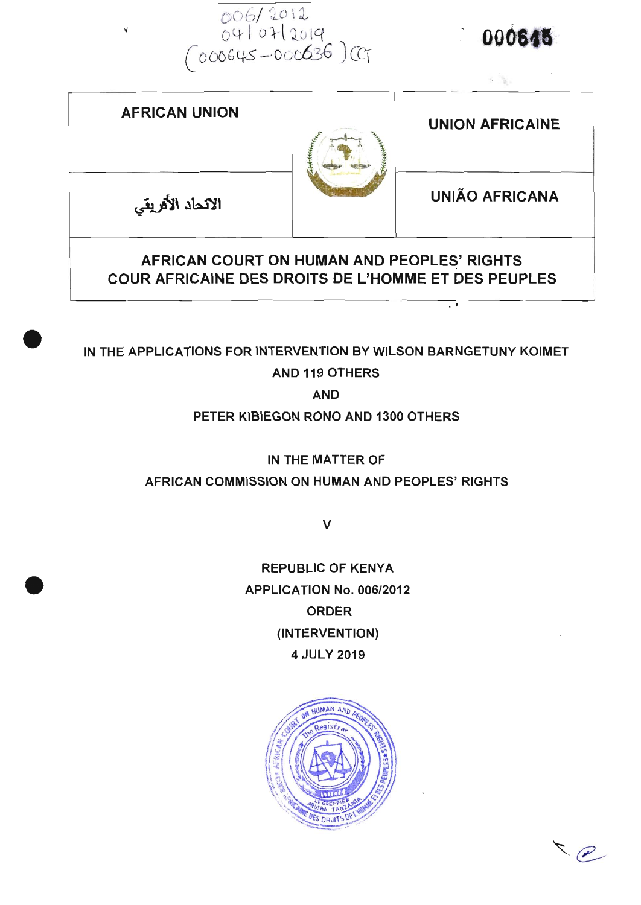006/2012
04/07/2019
(000645–000636) CT

000645

| AFRICAN UNION | | UNION AFRICAINE |
|---|---|---|
| الاتحاد الأفريقي | | UNIÃO AFRICANA |

**AFRICAN COURT ON HUMAN AND PEOPLES' RIGHTS**
**COUR AFRICAINE DES DROITS DE L'HOMME ET DES PEUPLES**

IN THE APPLICATIONS FOR INTERVENTION BY WILSON BARNGETUNY KOIMET AND 119 OTHERS

AND

PETER KIBIEGON RONO AND 1300 OTHERS

IN THE MATTER OF

AFRICAN COMMISSION ON HUMAN AND PEOPLES' RIGHTS

V

REPUBLIC OF KENYA

APPLICATION No. 006/2012

ORDER

(INTERVENTION)

4 JULY 2019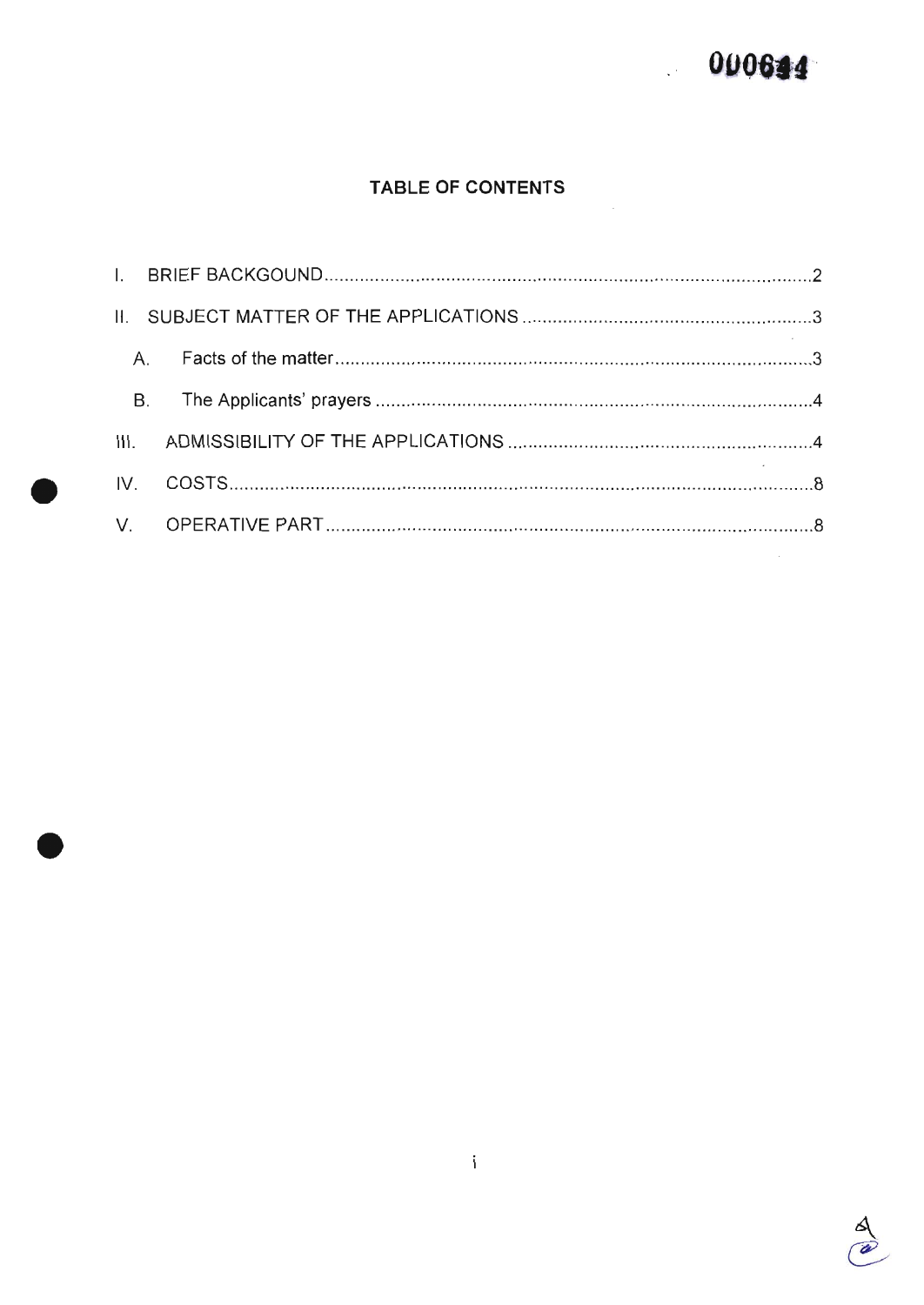## TABLE OF CONTENTS

I. BRIEF BACKGOUND .......... 2

II. SUBJECT MATTER OF THE APPLICATIONS .......... 3

- A. Facts of the matter .......... 3
- B. The Applicants' prayers .......... 4

III. ADMISSIBILITY OF THE APPLICATIONS .......... 4

IV. COSTS .......... 8

V. OPERATIVE PART .......... 8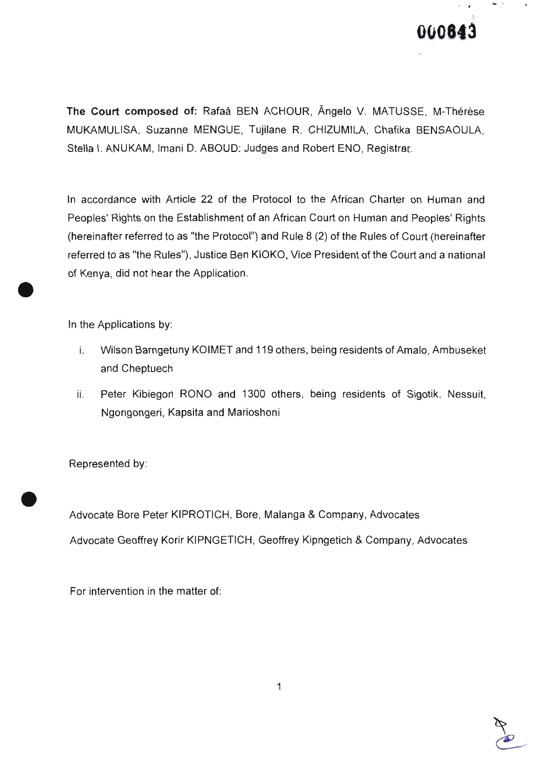**The Court composed of:** Rafaâ BEN ACHOUR, Ângelo V. MATUSSE, M-Thérèse MUKAMULISA, Suzanne MENGUE, Tujilane R. CHIZUMILA, Chafika BENSAOULA, Stella I. ANUKAM, Imani D. ABOUD: Judges and Robert ENO, Registrar.

In accordance with Article 22 of the Protocol to the African Charter on Human and Peoples' Rights on the Establishment of an African Court on Human and Peoples' Rights (hereinafter referred to as "the Protocol") and Rule 8 (2) of the Rules of Court (hereinafter referred to as "the Rules"), Justice Ben KIOKO, Vice President of the Court and a national of Kenya, did not hear the Application.

In the Applications by:

i. Wilson Barngetuny KOIMET and 119 others, being residents of Amalo, Ambuseket and Cheptuech

ii. Peter Kibiegon RONO and 1300 others, being residents of Sigotik, Nessuit, Ngongongeri, Kapsita and Marioshoni

Represented by:

Advocate Bore Peter KIPROTICH, Bore, Malanga & Company, Advocates

Advocate Geoffrey Korir KIPNGETICH, Geoffrey Kipngetich & Company, Advocates

For intervention in the matter of: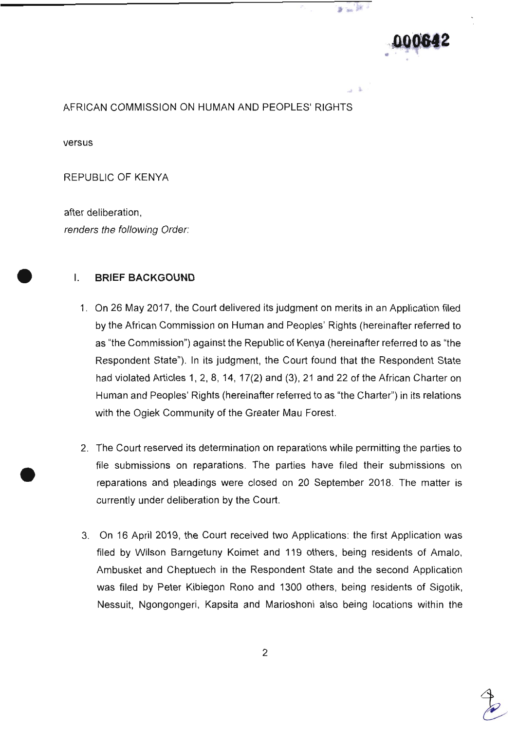AFRICAN COMMISSION ON HUMAN AND PEOPLES' RIGHTS

versus

REPUBLIC OF KENYA

after deliberation,
*renders the following Order:*

## I. BRIEF BACKGOUND

1. On 26 May 2017, the Court delivered its judgment on merits in an Application filed by the African Commission on Human and Peoples' Rights (hereinafter referred to as "the Commission") against the Republic of Kenya (hereinafter referred to as "the Respondent State"). In its judgment, the Court found that the Respondent State had violated Articles 1, 2, 8, 14, 17(2) and (3), 21 and 22 of the African Charter on Human and Peoples' Rights (hereinafter referred to as "the Charter") in its relations with the Ogiek Community of the Greater Mau Forest.

2. The Court reserved its determination on reparations while permitting the parties to file submissions on reparations. The parties have filed their submissions on reparations and pleadings were closed on 20 September 2018. The matter is currently under deliberation by the Court.

3. On 16 April 2019, the Court received two Applications: the first Application was filed by Wilson Barngetuny Koimet and 119 others, being residents of Amalo, Ambusket and Cheptuech in the Respondent State and the second Application was filed by Peter Kibiegon Rono and 1300 others, being residents of Sigotik, Nessuit, Ngongongeri, Kapsita and Marioshoni also being locations within the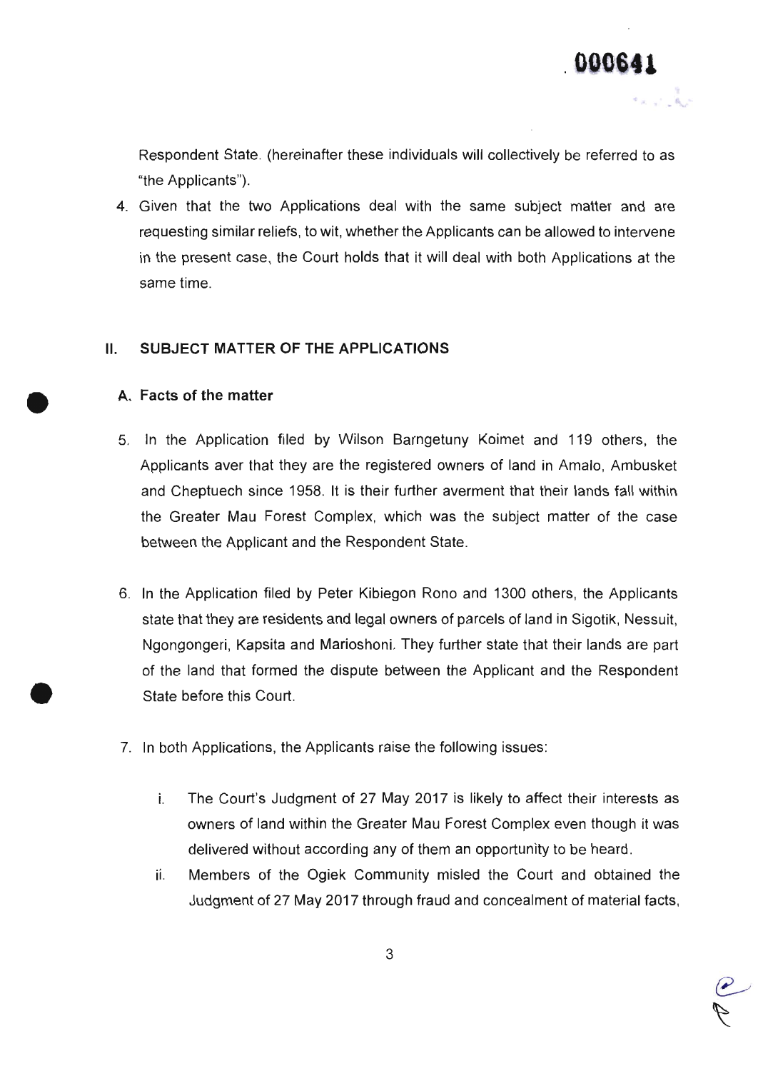Respondent State. (hereinafter these individuals will collectively be referred to as "the Applicants").

4. Given that the two Applications deal with the same subject matter and are requesting similar reliefs, to wit, whether the Applicants can be allowed to intervene in the present case, the Court holds that it will deal with both Applications at the same time.

## II. SUBJECT MATTER OF THE APPLICATIONS

### A. Facts of the matter

5. In the Application filed by Wilson Barngetuny Koimet and 119 others, the Applicants aver that they are the registered owners of land in Amalo, Ambusket and Cheptuech since 1958. It is their further averment that their lands fall within the Greater Mau Forest Complex, which was the subject matter of the case between the Applicant and the Respondent State.

6. In the Application filed by Peter Kibiegon Rono and 1300 others, the Applicants state that they are residents and legal owners of parcels of land in Sigotik, Nessuit, Ngongongeri, Kapsita and Marioshoni. They further state that their lands are part of the land that formed the dispute between the Applicant and the Respondent State before this Court.

7. In both Applications, the Applicants raise the following issues:

   i. The Court's Judgment of 27 May 2017 is likely to affect their interests as owners of land within the Greater Mau Forest Complex even though it was delivered without according any of them an opportunity to be heard.

   ii. Members of the Ogiek Community misled the Court and obtained the Judgment of 27 May 2017 through fraud and concealment of material facts,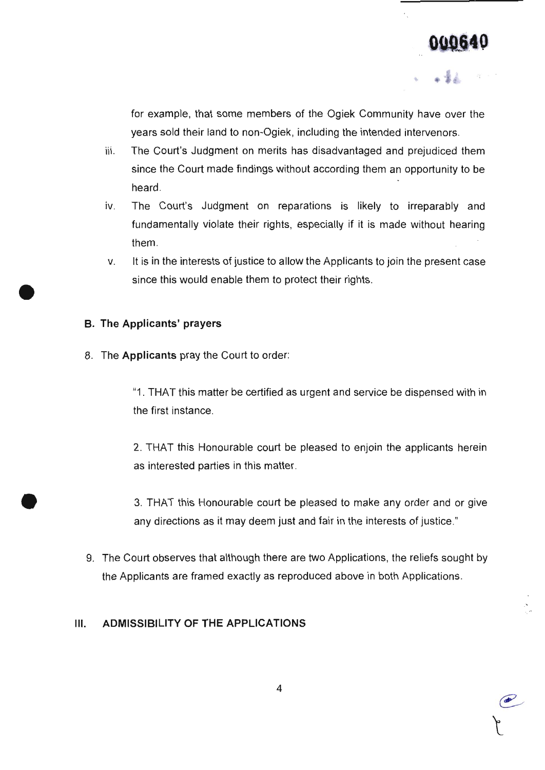for example, that some members of the Ogiek Community have over the years sold their land to non-Ogiek, including the intended intervenors.

iii. The Court's Judgment on merits has disadvantaged and prejudiced them since the Court made findings without according them an opportunity to be heard.

iv. The Court's Judgment on reparations is likely to irreparably and fundamentally violate their rights, especially if it is made without hearing them.

v. It is in the interests of justice to allow the Applicants to join the present case since this would enable them to protect their rights.

### B. The Applicants' prayers

8. The **Applicants** pray the Court to order:

> "1. THAT this matter be certified as urgent and service be dispensed with in the first instance.
>
> 2. THAT this Honourable court be pleased to enjoin the applicants herein as interested parties in this matter.
>
> 3. THAT this Honourable court be pleased to make any order and or give any directions as it may deem just and fair in the interests of justice."

9. The Court observes that although there are two Applications, the reliefs sought by the Applicants are framed exactly as reproduced above in both Applications.

## III. ADMISSIBILITY OF THE APPLICATIONS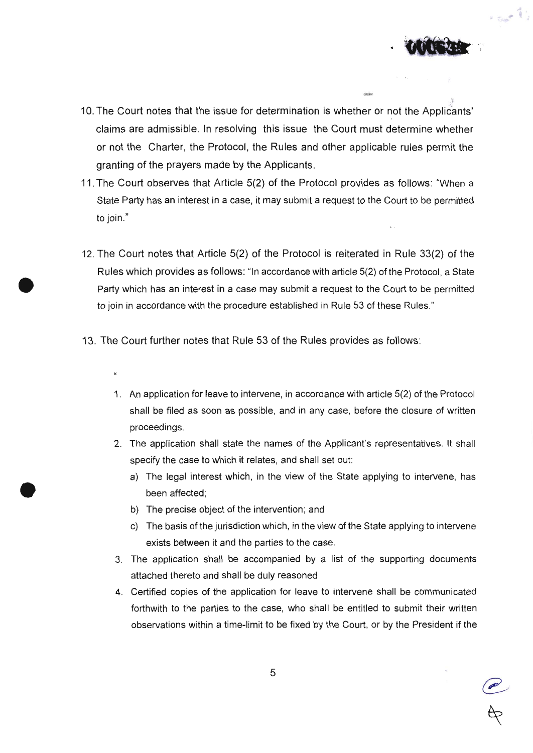10. The Court notes that the issue for determination is whether or not the Applicants' claims are admissible. In resolving this issue the Court must determine whether or not the Charter, the Protocol, the Rules and other applicable rules permit the granting of the prayers made by the Applicants.

11. The Court observes that Article 5(2) of the Protocol provides as follows: "When a State Party has an interest in a case, it may submit a request to the Court to be permitted to join."

12. The Court notes that Article 5(2) of the Protocol is reiterated in Rule 33(2) of the Rules which provides as follows: "In accordance with article 5(2) of the Protocol, a State Party which has an interest in a case may submit a request to the Court to be permitted to join in accordance with the procedure established in Rule 53 of these Rules."

13. The Court further notes that Rule 53 of the Rules provides as follows:

"

1. An application for leave to intervene, in accordance with article 5(2) of the Protocol shall be filed as soon as possible, and in any case, before the closure of written proceedings.
2. The application shall state the names of the Applicant's representatives. It shall specify the case to which it relates, and shall set out:
   a) The legal interest which, in the view of the State applying to intervene, has been affected;
   b) The precise object of the intervention; and
   c) The basis of the jurisdiction which, in the view of the State applying to intervene exists between it and the parties to the case.
3. The application shall be accompanied by a list of the supporting documents attached thereto and shall be duly reasoned
4. Certified copies of the application for leave to intervene shall be communicated forthwith to the parties to the case, who shall be entitled to submit their written observations within a time-limit to be fixed by the Court, or by the President if the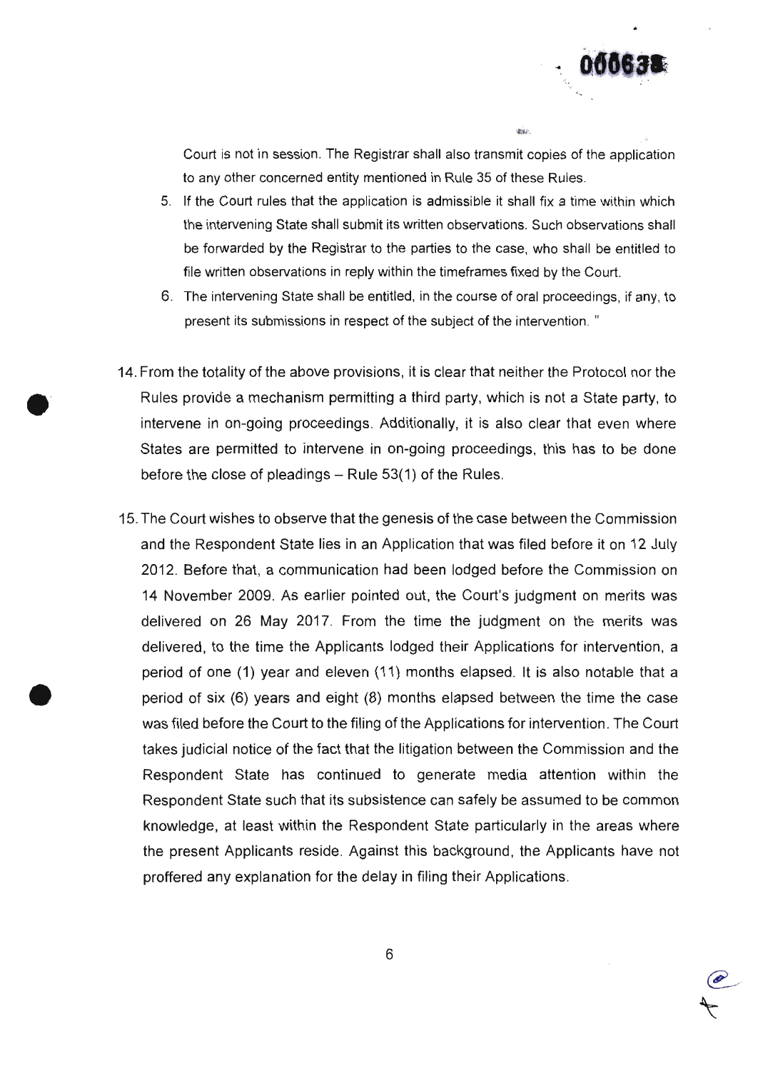Court is not in session. The Registrar shall also transmit copies of the application to any other concerned entity mentioned in Rule 35 of these Rules.

5. If the Court rules that the application is admissible it shall fix a time within which the intervening State shall submit its written observations. Such observations shall be forwarded by the Registrar to the parties to the case, who shall be entitled to file written observations in reply within the timeframes fixed by the Court.
6. The intervening State shall be entitled, in the course of oral proceedings, if any, to present its submissions in respect of the subject of the intervention. "

14. From the totality of the above provisions, it is clear that neither the Protocol nor the Rules provide a mechanism permitting a third party, which is not a State party, to intervene in on-going proceedings. Additionally, it is also clear that even where States are permitted to intervene in on-going proceedings, this has to be done before the close of pleadings – Rule 53(1) of the Rules.

15. The Court wishes to observe that the genesis of the case between the Commission and the Respondent State lies in an Application that was filed before it on 12 July 2012. Before that, a communication had been lodged before the Commission on 14 November 2009. As earlier pointed out, the Court's judgment on merits was delivered on 26 May 2017. From the time the judgment on the merits was delivered, to the time the Applicants lodged their Applications for intervention, a period of one (1) year and eleven (11) months elapsed. It is also notable that a period of six (6) years and eight (8) months elapsed between the time the case was filed before the Court to the filing of the Applications for intervention. The Court takes judicial notice of the fact that the litigation between the Commission and the Respondent State has continued to generate media attention within the Respondent State such that its subsistence can safely be assumed to be common knowledge, at least within the Respondent State particularly in the areas where the present Applicants reside. Against this background, the Applicants have not proffered any explanation for the delay in filing their Applications.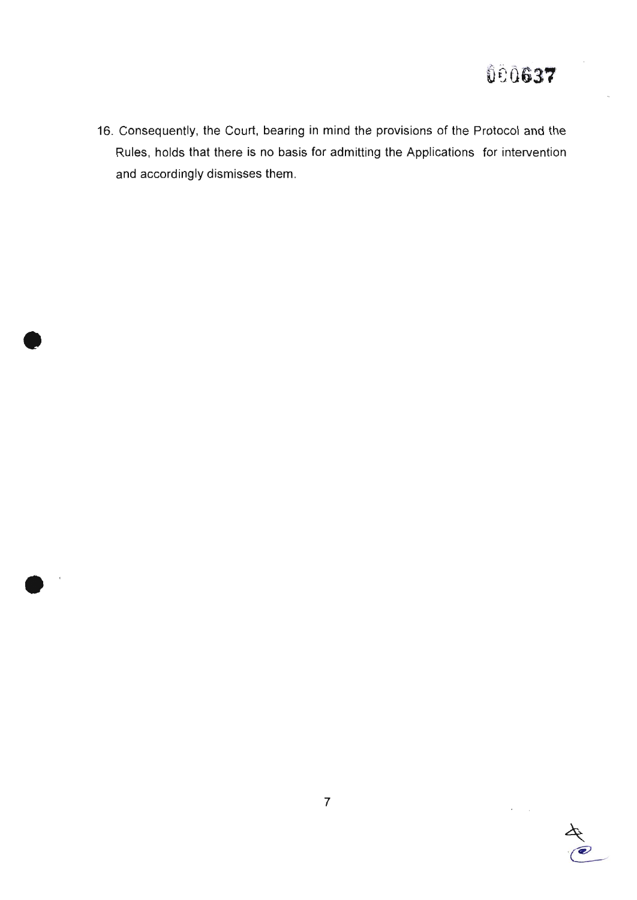16. Consequently, the Court, bearing in mind the provisions of the Protocol and the Rules, holds that there is no basis for admitting the Applications for intervention and accordingly dismisses them.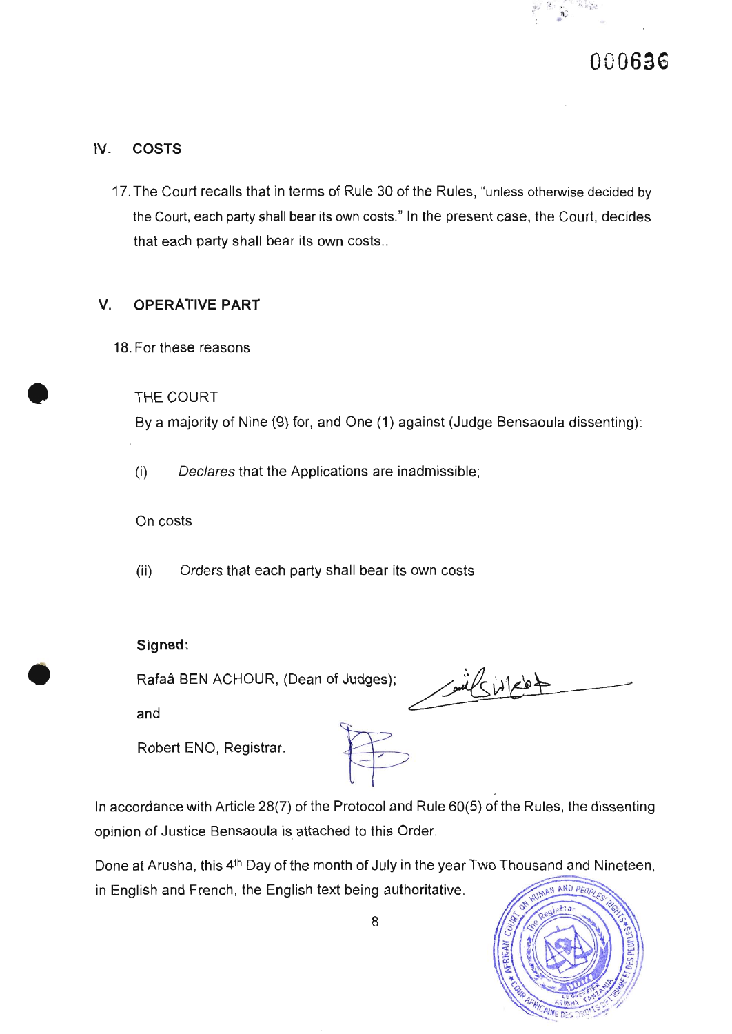## IV. COSTS

17. The Court recalls that in terms of Rule 30 of the Rules, "unless otherwise decided by the Court, each party shall bear its own costs." In the present case, the Court, decides that each party shall bear its own costs..

## V. OPERATIVE PART

18. For these reasons

THE COURT

By a majority of Nine (9) for, and One (1) against (Judge Bensaoula dissenting):

(i) *Declares* that the Applications are inadmissible;

On costs

(ii) *Orders* that each party shall bear its own costs

**Signed:**

Rafaâ BEN ACHOUR, (Dean of Judges);

and

Robert ENO, Registrar.

In accordance with Article 28(7) of the Protocol and Rule 60(5) of the Rules, the dissenting opinion of Justice Bensaoula is attached to this Order.

Done at Arusha, this 4th Day of the month of July in the year Two Thousand and Nineteen, in English and French, the English text being authoritative.